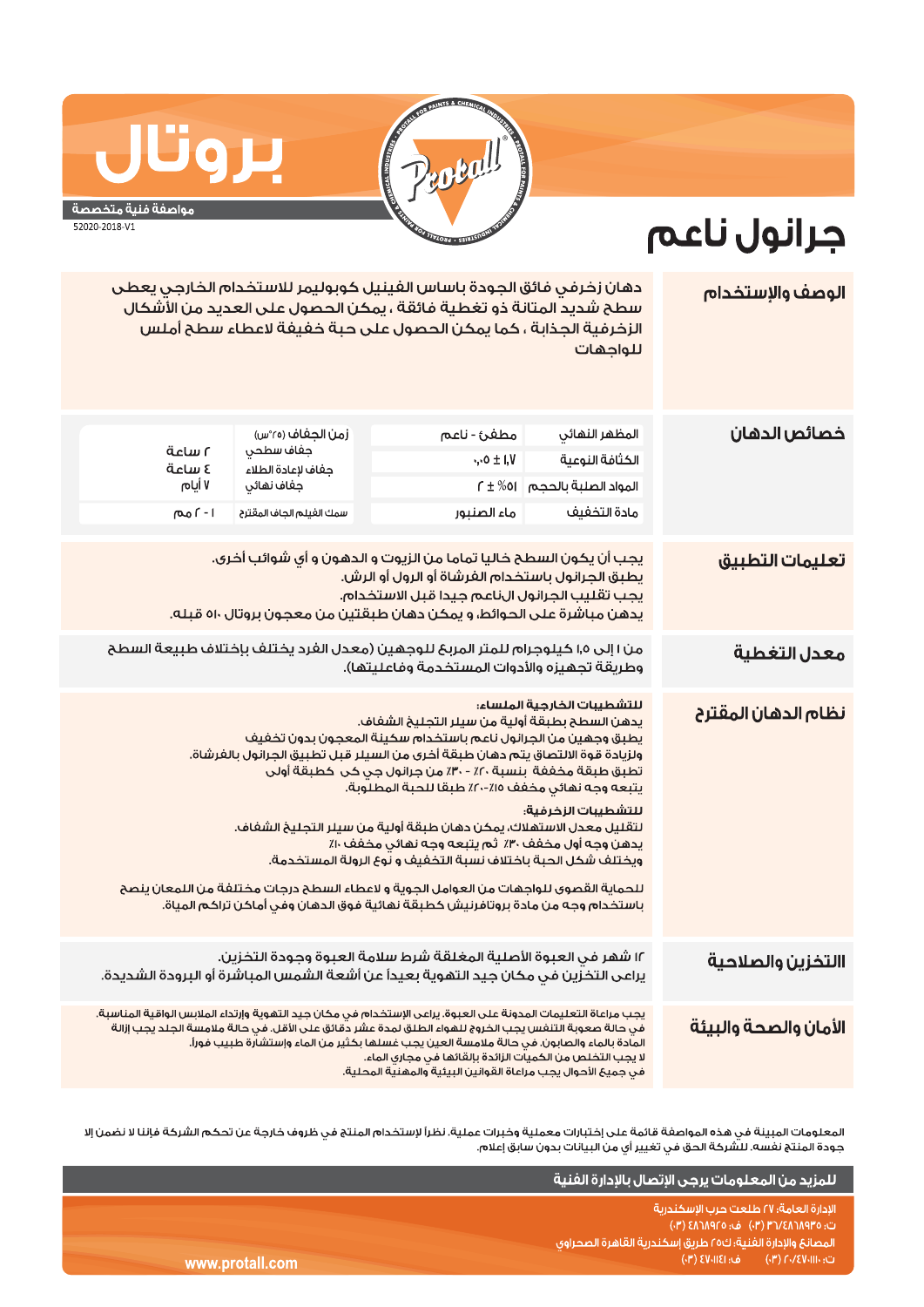# بروتال

**مواصفة فنية متخصصة**

52020-2018-V1

# جرانول ناعم

## الوصف والإستخدام

دهان زخرفي فائق الجودة باساس الفينيل كوبوليمر للاستخدام الخارجي يعطى سطح شديد المتانة ذو تغطية فائقة ، يمكن الحصول على العديد من الأشكال الزخرفية الجذابة ، كما يمكن الحصول على حبة خفيفة لاعطاء سطح أملس للواجهات

## خصائص الدهان

| | | | |
|---|---|---|---|
| المظهر النهائي | مطفئ - ناعم | زمن الجفاف (٢٥°س) | |
| الكثافة النوعية | ١,٧ ± ٠,٠٥ | جفاف سطحي | ٢ ساعة |
| المواد الصلبة بالحجم | ٥١% ± ٢ | جفاف لإعادة الطلاء | ٤ ساعة |
| | | جفاف نهائي | ٧ أيام |
| مادة التخفيف | ماء الصنبور | سمك الفيلم الجاف المقترح | ١ - ٢ مم |

## تعليمات التطبيق

يجب أن يكون السطح خاليا تماما من الزيوت و الدهون و أي شوائب أخرى.
يطبق الجرانول باستخدام الفرشاة أو الرول أو الرش.
يجب تقليب الجرانول الناعم جيدا قبل الاستخدام.
يدهن مباشرة على الحوائط، و يمكن دهان طبقتين من معجون بروتال ٥١٠ قبله.

## معدل التغطية

من ١ إلى ١,٥ كيلوجرام للمتر المربع للوجهين (معدل الفرد يختلف بإختلاف طبيعة السطح وطريقة تجهيزه والأدوات المستخدمة وفاعليتها).

## نظام الدهان المقترح

**للتشطيبات الخارجية الملساء:**

يدهن السطح بطبقة أولية من سيلر التجليخ الشفاف.
يطبق وجهين من الجرانول ناعم باستخدام سكينة المعجون بدون تخفيف
ولزيادة قوة الالتصاق يتم دهان طبقة أخرى من السيلر قبل تطبيق الجرانول بالفرشاة.
تطبق طبقة مخففة بنسبة ٢٠٪ - ٣٠٪ من جرانول جي كى كطبقة أولى
يتبعه وجه نهائي مخفف ١٥٪-٢٠٪ طبقا للحبة المطلوبة.

**للتشطيبات الزخرفية:**

لتقليل معدل الاستهلاك، يمكن دهان طبقة أولية من سيلر التجليخ الشفاف.
يدهن وجه أول مخفف ٣٠ ٪ ثم يتبعه وجه نهائي مخفف ١٠٪
ويختلف شكل الحبة باختلاف نسبة التخفيف و نوع الرولة المستخدمة.

للحماية القصوى للواجهات من العوامل الجوية و لاعطاء السطح درجات مختلفة من اللمعان ينصح باستخدام وجه من مادة بروتافرنيش كطبقة نهائية فوق الدهان وفي أماكن تراكم المياة.

## التخزين والصلاحية

١٢ شهر في العبوة الأصلية المغلقة شرط سلامة العبوة وجودة التخزين.
يراعى التخزين في مكان جيد التهوية بعيداً عن أشعة الشمس المباشرة أو البرودة الشديدة.

## الأمان والصحة والبيئة

يجب مراعاة التعليمات المدونة على العبوة. يراعى الإستخدام في مكان جيد التهوية وإرتداء الملابس الواقية المناسبة.
في حالة صعوبة التنفس يجب الخروج للهواء الطلق لمدة عشر دقائق على الأقل. في حالة ملامسة الجلد يجب إزالة المادة بالماء والصابون. في حالة ملامسة العين يجب غسلها بكثير من الماء وإستشارة طبيب فوراً.
لا يجب التخلص من الكميات الزائدة بإلقائها في مجاري الماء.
في جميع الأحوال يجب مراعاة القوانين البيئية والمهنية المحلية.

المعلومات المبينة في هذه المواصفة قائمة على إختبارات معملية وخبرات عملية. نظراً لإستخدام المنتج في ظروف خارجة عن تحكم الشركة فإننا لا نضمن إلا جودة المنتج نفسه. للشركة الحق في تغيير أي من البيانات بدون سابق إعلام.

**للمزيد من المعلومات يرجى الإتصال بالإدارة الفنية**

الإدارة العامة: ٢٧ طلعت حرب الإسكندرية
ت: ٤٨٦٨٩٣٥/٣٦ (٠٣) ف: ٤٨٦٨٩٢٥ (٠٣)
المصانع والإدارة الفنية: ك٢٥ طريق إسكندرية القاهرة الصحراوي
ت: ٤٧٠١١١٠/٢٠ (٠٣) ف: ٤٧٠١١٤١ (٠٣)

www.protall.com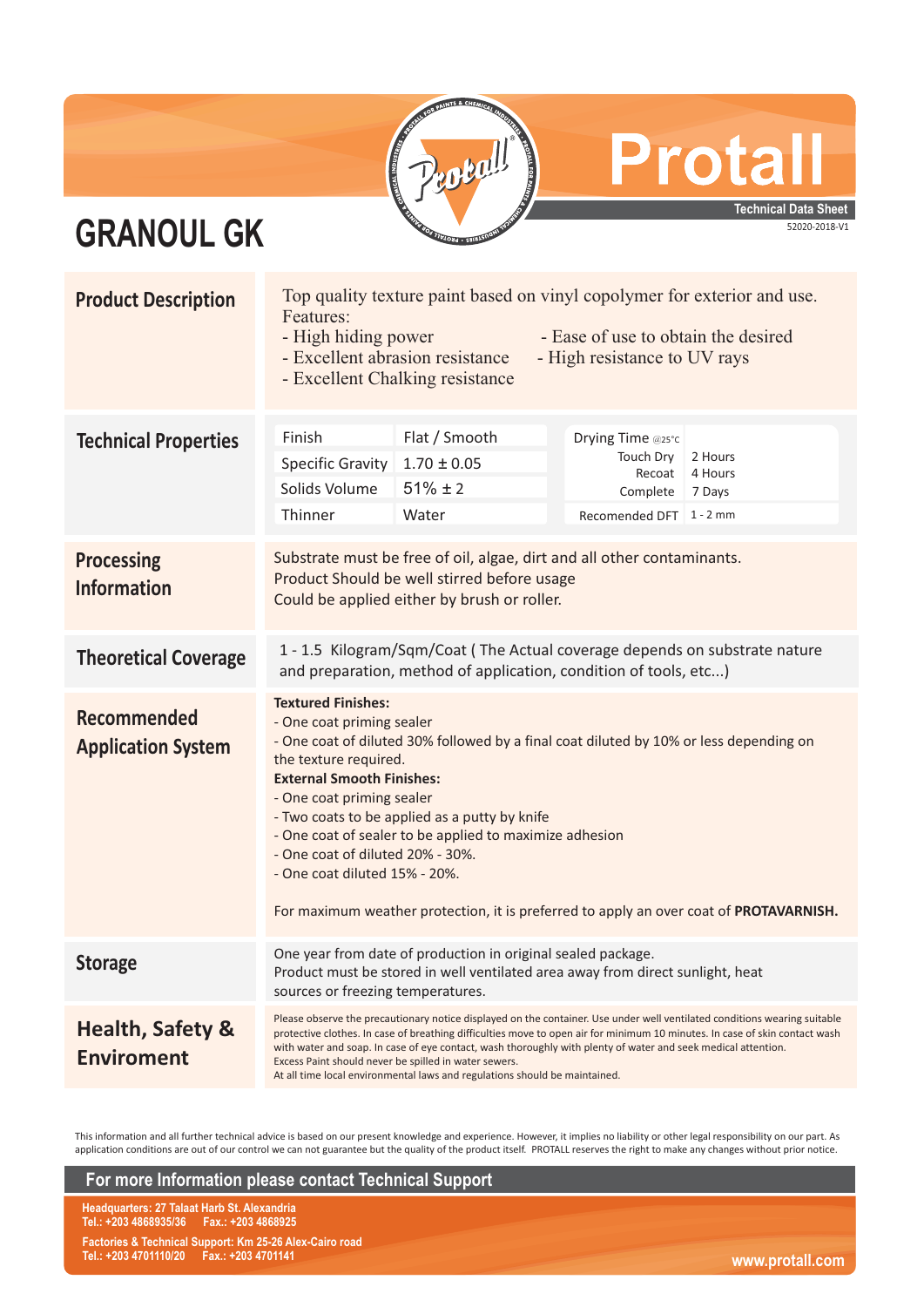# Protall

**Technical Data Sheet**

52020-2018-V1

# GRANOUL GK

## Product Description

Top quality texture paint based on vinyl copolymer for exterior and use.
Features:
- High hiding power
- Excellent abrasion resistance
- Excellent Chalking resistance
- Ease of use to obtain the desired
- High resistance to UV rays

## Technical Properties

| | | | |
|---|---|---|---|
| Finish | Flat / Smooth | Drying Time @25°c | |
| Specific Gravity | 1.70 ± 0.05 | Touch Dry | 2 Hours |
| Solids Volume | 51% ± 2 | Recoat | 4 Hours |
| | | Complete | 7 Days |
| Thinner | Water | Recomended DFT | 1 - 2 mm |

## Processing Information

Substrate must be free of oil, algae, dirt and all other contaminants.
Product Should be well stirred before usage
Could be applied either by brush or roller.

## Theoretical Coverage

1 - 1.5 Kilogram/Sqm/Coat ( The Actual coverage depends on substrate nature and preparation, method of application, condition of tools, etc...)

## Recommended Application System

**Textured Finishes:**
- One coat priming sealer
- One coat of diluted 30% followed by a final coat diluted by 10% or less depending on the texture required.

**External Smooth Finishes:**
- One coat priming sealer
- Two coats to be applied as a putty by knife
- One coat of sealer to be applied to maximize adhesion
- One coat of diluted 20% - 30%.
- One coat diluted 15% - 20%.

For maximum weather protection, it is preferred to apply an over coat of **PROTAVARNISH.**

## Storage

One year from date of production in original sealed package.
Product must be stored in well ventilated area away from direct sunlight, heat sources or freezing temperatures.

## Health, Safety & Enviroment

Please observe the precautionary notice displayed on the container. Use under well ventilated conditions wearing suitable protective clothes. In case of breathing difficulties move to open air for minimum 10 minutes. In case of skin contact wash with water and soap. In case of eye contact, wash thoroughly with plenty of water and seek medical attention.
Excess Paint should never be spilled in water sewers.
At all time local environmental laws and regulations should be maintained.

This information and all further technical advice is based on our present knowledge and experience. However, it implies no liability or other legal responsibility on our part. As application conditions are out of our control we can not guarantee but the quality of the product itself. PROTALL reserves the right to make any changes without prior notice.

**For more Information please contact Technical Support**

**Headquarters: 27 Talaat Harb St. Alexandria**
**Tel.: +203 4868935/36 Fax.: +203 4868925**

**Factories & Technical Support: Km 25-26 Alex-Cairo road**
**Tel.: +203 4701110/20 Fax.: +203 4701141**

**www.protall.com**